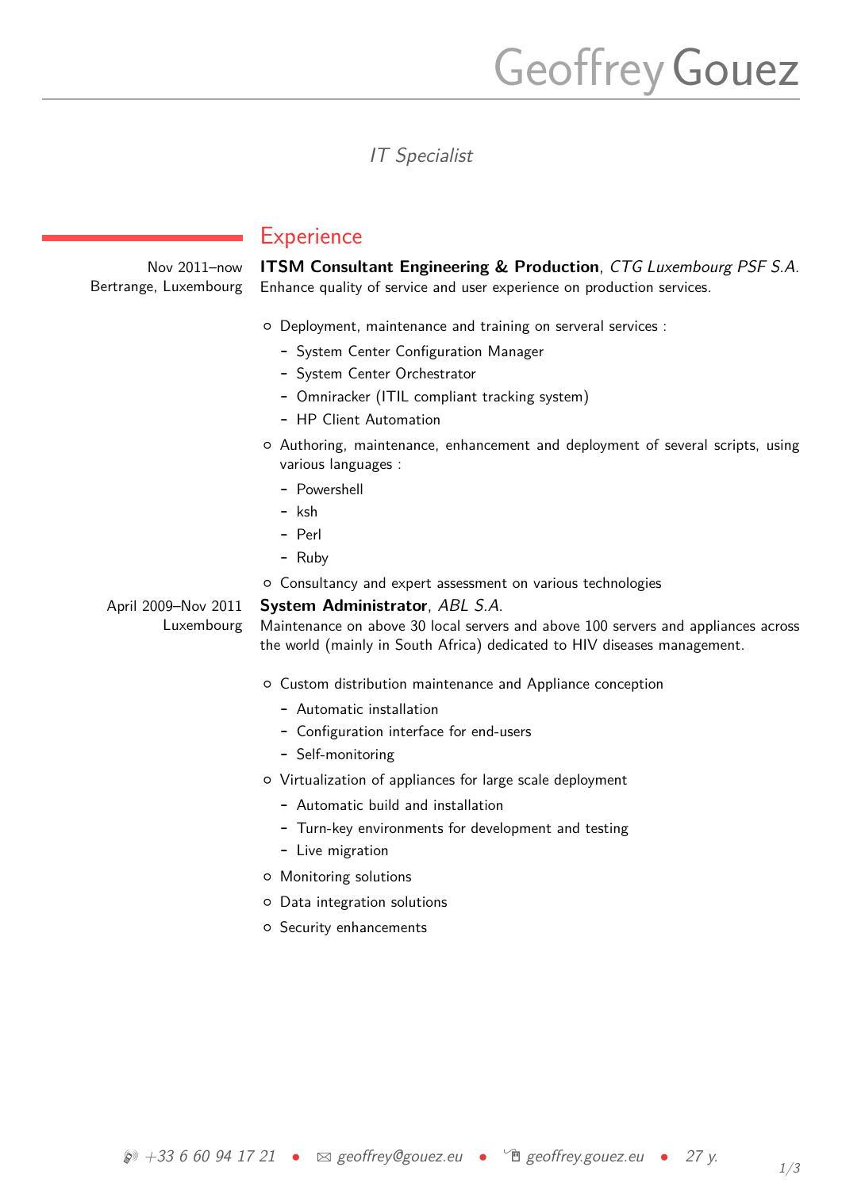# Geoffrey Gouez

*IT Specialist*

## Experience

Nov 2011–now
Bertrange, Luxembourg

**ITSM Consultant Engineering & Production**, *CTG Luxembourg PSF S.A.*
Enhance quality of service and user experience on production services.

- Deployment, maintenance and training on serveral services :
  - System Center Configuration Manager
  - System Center Orchestrator
  - Omniracker (ITIL compliant tracking system)
  - HP Client Automation
- Authoring, maintenance, enhancement and deployment of several scripts, using various languages :
  - Powershell
  - ksh
  - Perl
  - Ruby
- Consultancy and expert assessment on various technologies

April 2009–Nov 2011
Luxembourg

**System Administrator**, *ABL S.A.*
Maintenance on above 30 local servers and above 100 servers and appliances across the world (mainly in South Africa) dedicated to HIV diseases management.

- Custom distribution maintenance and Appliance conception
  - Automatic installation
  - Configuration interface for end-users
  - Self-monitoring
- Virtualization of appliances for large scale deployment
  - Automatic build and installation
  - Turn-key environments for development and testing
  - Live migration
- Monitoring solutions
- Data integration solutions
- Security enhancements

+33 6 60 94 17 21 • geoffrey@gouez.eu • geoffrey.gouez.eu • 27 y.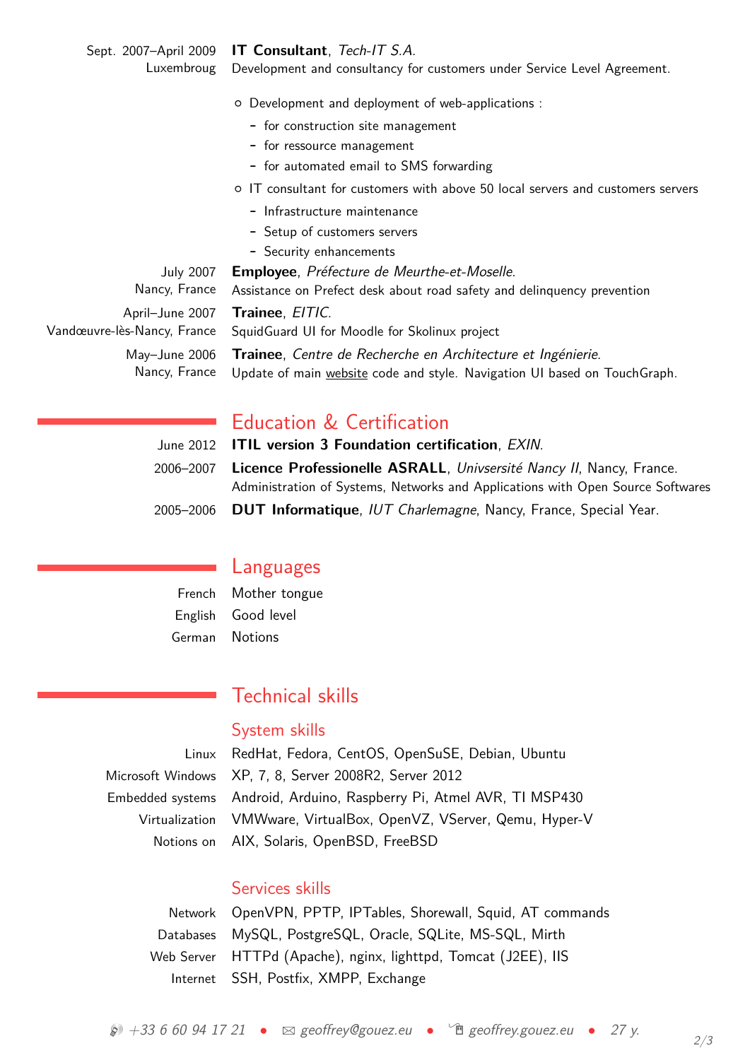Sept. 2007–April 2009
Luxembroug

**IT Consultant**, *Tech-IT S.A.*
Development and consultancy for customers under Service Level Agreement.

- Development and deployment of web-applications :
  - for construction site management
  - for ressource management
  - for automated email to SMS forwarding
- IT consultant for customers with above 50 local servers and customers servers
  - Infrastructure maintenance
  - Setup of customers servers
  - Security enhancements

July 2007
Nancy, France

**Employee**, *Préfecture de Meurthe-et-Moselle*.
Assistance on Prefect desk about road safety and delinquency prevention

April–June 2007
Vandœuvre-lès-Nancy, France

**Trainee**, *EITIC*.
SquidGuard UI for Moodle for Skolinux project

May–June 2006
Nancy, France

**Trainee**, *Centre de Recherche en Architecture et Ingénierie*.
Update of main website code and style. Navigation UI based on TouchGraph.

## Education & Certification

June 2012 — **ITIL version 3 Foundation certification**, *EXIN*.

2006–2007 — **Licence Professionelle ASRALL**, *Univsersité Nancy II*, Nancy, France.
Administration of Systems, Networks and Applications with Open Source Softwares

2005–2006 — **DUT Informatique**, *IUT Charlemagne*, Nancy, France, Special Year.

## Languages

French — Mother tongue
English — Good level
German — Notions

## Technical skills

### System skills

Linux — RedHat, Fedora, CentOS, OpenSuSE, Debian, Ubuntu
Microsoft Windows — XP, 7, 8, Server 2008R2, Server 2012
Embedded systems — Android, Arduino, Raspberry Pi, Atmel AVR, TI MSP430
Virtualization — VMWware, VirtualBox, OpenVZ, VServer, Qemu, Hyper-V
Notions on — AIX, Solaris, OpenBSD, FreeBSD

### Services skills

Network — OpenVPN, PPTP, IPTables, Shorewall, Squid, AT commands
Databases — MySQL, PostgreSQL, Oracle, SQLite, MS-SQL, Mirth
Web Server — HTTPd (Apache), nginx, lighttpd, Tomcat (J2EE), IIS
Internet — SSH, Postfix, XMPP, Exchange

*+33 6 60 94 17 21* • *geoffrey@gouez.eu* • *geoffrey.gouez.eu* • *27 y.*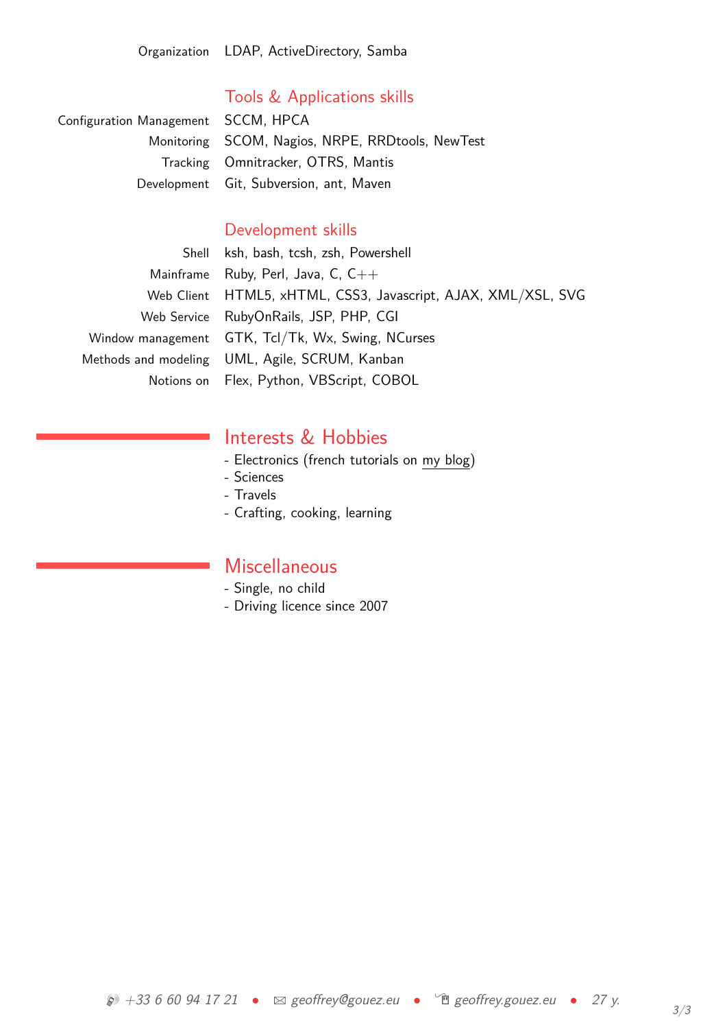| | |
|---|---|
| Organization | LDAP, ActiveDirectory, Samba |

### Tools & Applications skills

| | |
|---|---|
| Configuration Management | SCCM, HPCA |
| Monitoring | SCOM, Nagios, NRPE, RRDtools, NewTest |
| Tracking | Omnitracker, OTRS, Mantis |
| Development | Git, Subversion, ant, Maven |

### Development skills

| | |
|---|---|
| Shell | ksh, bash, tcsh, zsh, Powershell |
| Mainframe | Ruby, Perl, Java, C, C++ |
| Web Client | HTML5, xHTML, CSS3, Javascript, AJAX, XML/XSL, SVG |
| Web Service | RubyOnRails, JSP, PHP, CGI |
| Window management | GTK, Tcl/Tk, Wx, Swing, NCurses |
| Methods and modeling | UML, Agile, SCRUM, Kanban |
| Notions on | Flex, Python, VBScript, COBOL |

## Interests & Hobbies

- Electronics (french tutorials on my blog)
- Sciences
- Travels
- Crafting, cooking, learning

## Miscellaneous

- Single, no child
- Driving licence since 2007

*+33 6 60 94 17 21 • geoffrey@gouez.eu • geoffrey.gouez.eu • 27 y.*